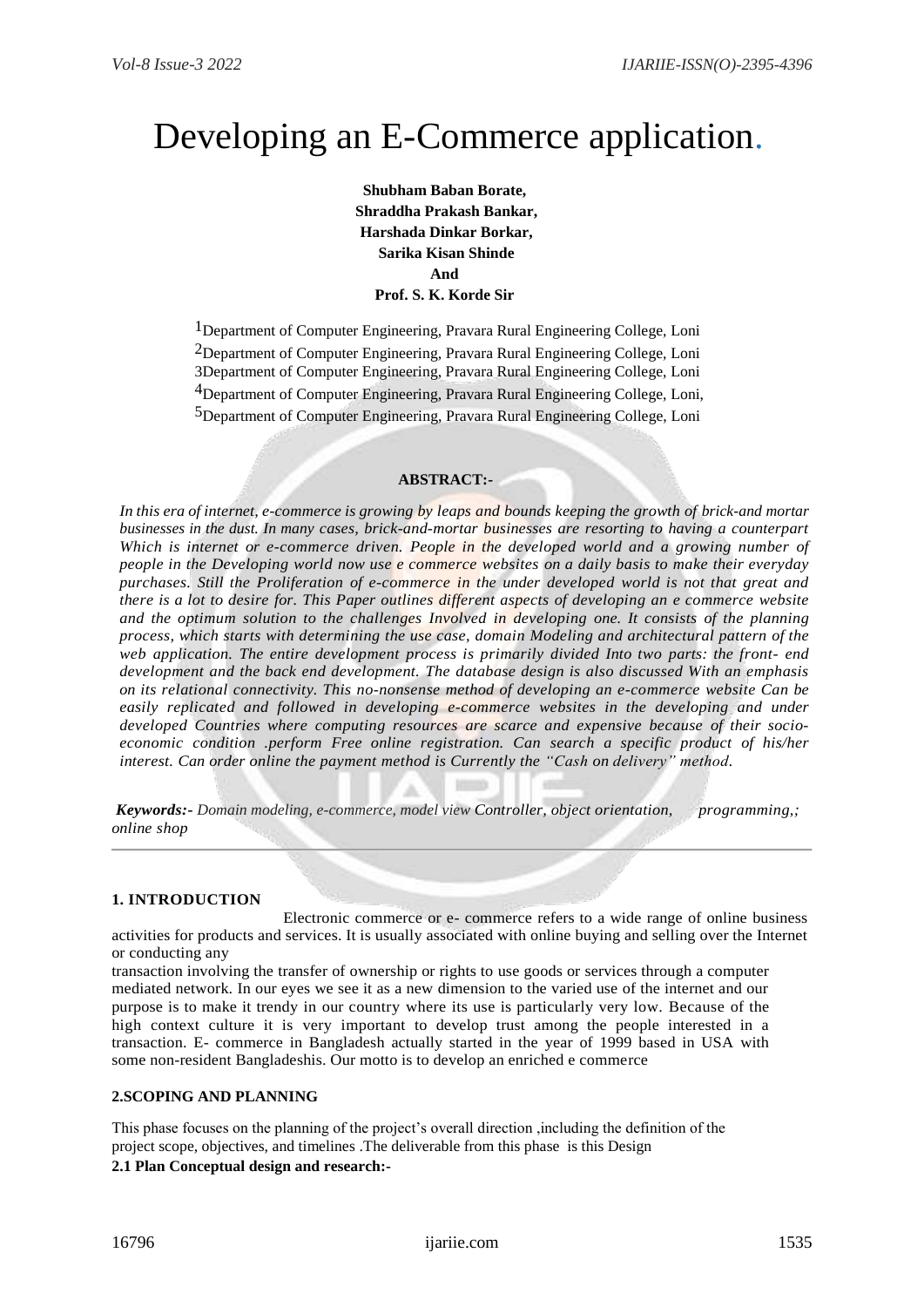# Developing an E-Commerce application.

**Shubham Baban Borate,**
**Shraddha Prakash Bankar,**
**Harshada Dinkar Borkar,**
**Sarika Kisan Shinde**
**And**
**Prof. S. K. Korde Sir**

[1]Department of Computer Engineering, Pravara Rural Engineering College, Loni
[2]Department of Computer Engineering, Pravara Rural Engineering College, Loni
3Department of Computer Engineering, Pravara Rural Engineering College, Loni
[4]Department of Computer Engineering, Pravara Rural Engineering College, Loni,
[5]Department of Computer Engineering, Pravara Rural Engineering College, Loni

**ABSTRACT:-**

*In this era of internet, e-commerce is growing by leaps and bounds keeping the growth of brick-and mortar businesses in the dust. In many cases, brick-and-mortar businesses are resorting to having a counterpart Which is internet or e-commerce driven. People in the developed world and a growing number of people in the Developing world now use e commerce websites on a daily basis to make their everyday purchases. Still the Proliferation of e-commerce in the under developed world is not that great and there is a lot to desire for. This Paper outlines different aspects of developing an e commerce website and the optimum solution to the challenges Involved in developing one. It consists of the planning process, which starts with determining the use case, domain Modeling and architectural pattern of the web application. The entire development process is primarily divided Into two parts: the front- end development and the back end development. The database design is also discussed With an emphasis on its relational connectivity. This no-nonsense method of developing an e-commerce website Can be easily replicated and followed in developing e-commerce websites in the developing and under developed Countries where computing resources are scarce and expensive because of their socio-economic condition .perform Free online registration. Can search a specific product of his/her interest. Can order online the payment method is Currently the "Cash on delivery" method.*

***Keywords:-*** *Domain modeling, e-commerce, model view Controller, object orientation, programming,; online shop*

---

## 1. INTRODUCTION

Electronic commerce or e- commerce refers to a wide range of online business activities for products and services. It is usually associated with online buying and selling over the Internet or conducting any transaction involving the transfer of ownership or rights to use goods or services through a computer mediated network. In our eyes we see it as a new dimension to the varied use of the internet and our purpose is to make it trendy in our country where its use is particularly very low. Because of the high context culture it is very important to develop trust among the people interested in a transaction. E- commerce in Bangladesh actually started in the year of 1999 based in USA with some non-resident Bangladeshis. Our motto is to develop an enriched e commerce

## 2.SCOPING AND PLANNING

This phase focuses on the planning of the project's overall direction ,including the definition of the project scope, objectives, and timelines .The deliverable from this phase is this Design

**2.1 Plan Conceptual design and research:-**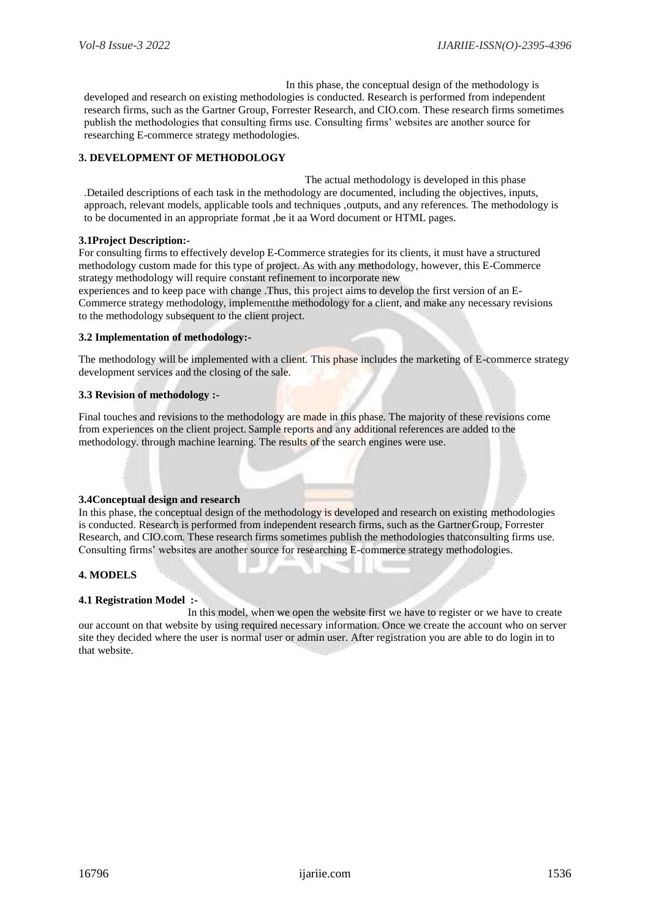In this phase, the conceptual design of the methodology is developed and research on existing methodologies is conducted. Research is performed from independent research firms, such as the Gartner Group, Forrester Research, and CIO.com. These research firms sometimes publish the methodologies that consulting firms use. Consulting firms' websites are another source for researching E-commerce strategy methodologies.

## 3. DEVELOPMENT OF METHODOLOGY

The actual methodology is developed in this phase .Detailed descriptions of each task in the methodology are documented, including the objectives, inputs, approach, relevant models, applicable tools and techniques ,outputs, and any references. The methodology is to be documented in an appropriate format ,be it aa Word document or HTML pages.

### 3.1Project Description:-

For consulting firms to effectively develop E-Commerce strategies for its clients, it must have a structured methodology custom made for this type of project. As with any methodology, however, this E-Commerce strategy methodology will require constant refinement to incorporate new experiences and to keep pace with change .Thus, this project aims to develop the first version of an E-Commerce strategy methodology, implementthe methodology for a client, and make any necessary revisions to the methodology subsequent to the client project.

### 3.2 Implementation of methodology:-

The methodology will be implemented with a client. This phase includes the marketing of E-commerce strategy development services and the closing of the sale.

### 3.3 Revision of methodology :-

Final touches and revisions to the methodology are made in this phase. The majority of these revisions come from experiences on the client project. Sample reports and any additional references are added to the methodology. through machine learning. The results of the search engines were use.

### 3.4Conceptual design and research

In this phase, the conceptual design of the methodology is developed and research on existing methodologies is conducted. Research is performed from independent research firms, such as the GartnerGroup, Forrester Research, and CIO.com. These research firms sometimes publish the methodologies thatconsulting firms use. Consulting firms' websites are another source for researching E-commerce strategy methodologies.

## 4. MODELS

### 4.1 Registration Model :-

In this model, when we open the website first we have to register or we have to create our account on that website by using required necessary information. Once we create the account who on server site they decided where the user is normal user or admin user. After registration you are able to do login in to that website.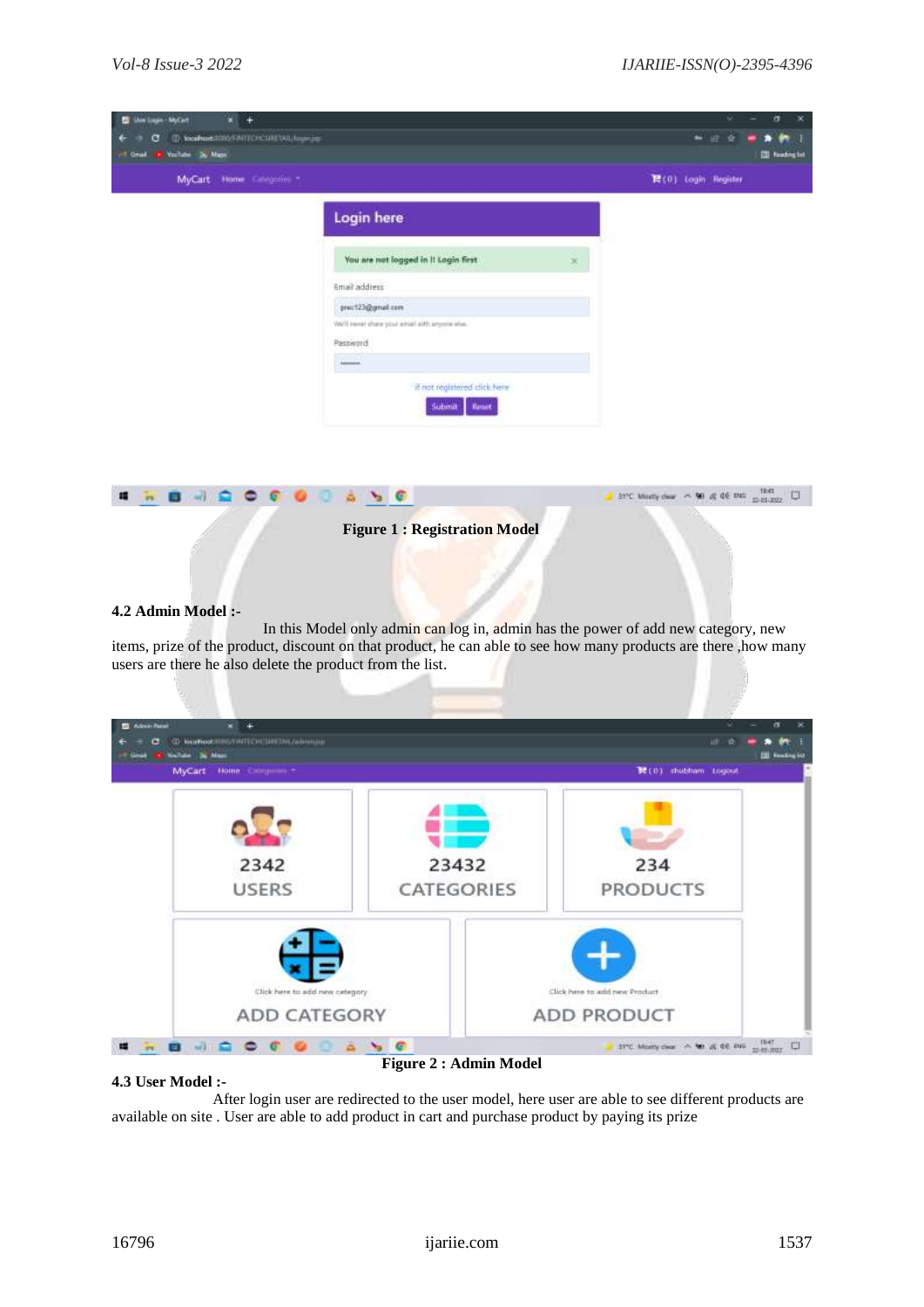Figure 1 : Registration Model

**4.2 Admin Model :-**

In this Model only admin can log in, admin has the power of add new category, new items, prize of the product, discount on that product, he can able to see how many products are there ,how many users are there he also delete the product from the list.

Figure 2 : Admin Model

**4.3 User Model :-**

After login user are redirected to the user model, here user are able to see different products are available on site . User are able to add product in cart and purchase product by paying its prize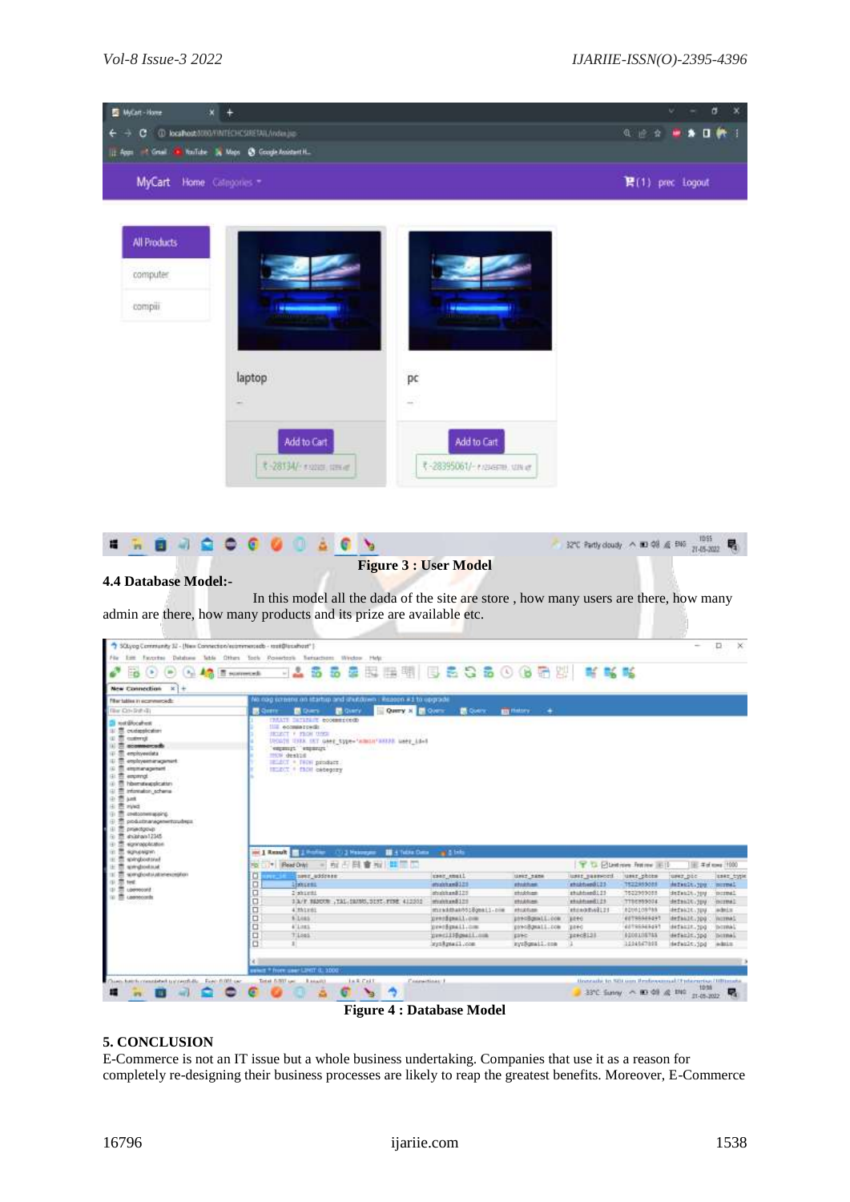Figure 3 : User Model

**4.4 Database Model:-**

In this model all the dada of the site are store , how many users are there, how many admin are there, how many products and its prize are available etc.

Figure 4 : Database Model

## 5. CONCLUSION

E-Commerce is not an IT issue but a whole business undertaking. Companies that use it as a reason for completely re-designing their business processes are likely to reap the greatest benefits. Moreover, E-Commerce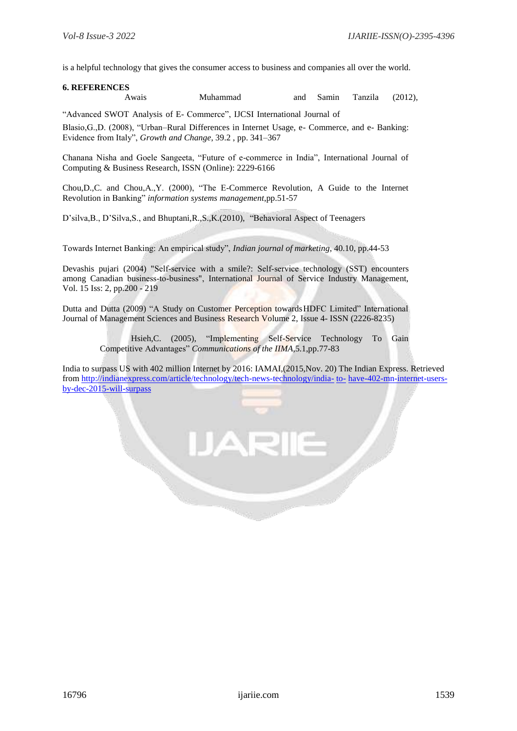is a helpful technology that gives the consumer access to business and companies all over the world.

**6. REFERENCES**

Awais Muhammad and Samin Tanzila (2012), "Advanced SWOT Analysis of E- Commerce", IJCSI International Journal of

Blasio,G.,D. (2008), "Urban–Rural Differences in Internet Usage, e- Commerce, and e- Banking: Evidence from Italy", *Growth and Change,* 39.2 , pp. 341–367

Chanana Nisha and Goele Sangeeta, "Future of e-commerce in India", International Journal of Computing & Business Research, ISSN (Online): 2229-6166

Chou,D.,C. and Chou,A.,Y. (2000), "The E-Commerce Revolution, A Guide to the Internet Revolution in Banking" *information systems management*,pp.51-57

D'silva,B., D'Silva,S., and Bhuptani,R.,S.,K.(2010), "Behavioral Aspect of Teenagers

Towards Internet Banking: An empirical study", *Indian journal of marketing*, 40.10, pp.44-53

Devashis pujari (2004) "Self-service with a smile?: Self-service technology (SST) encounters among Canadian business-to-business", International Journal of Service Industry Management, Vol. 15 Iss: 2, pp.200 - 219

Dutta and Dutta (2009) "A Study on Customer Perception towards HDFC Limited" International Journal of Management Sciences and Business Research Volume 2, Issue 4- ISSN (2226-8235)

Hsieh,C. (2005), "Implementing Self-Service Technology To Gain Competitive Advantages" *Communications of the IIMA*,5.1,pp.77-83

India to surpass US with 402 million Internet by 2016: IAMAI,(2015,Nov. 20) The Indian Express. Retrieved from http://indianexpress.com/article/technology/tech-news-technology/india- to- have-402-mn-internet-users-by-dec-2015-will-surpass